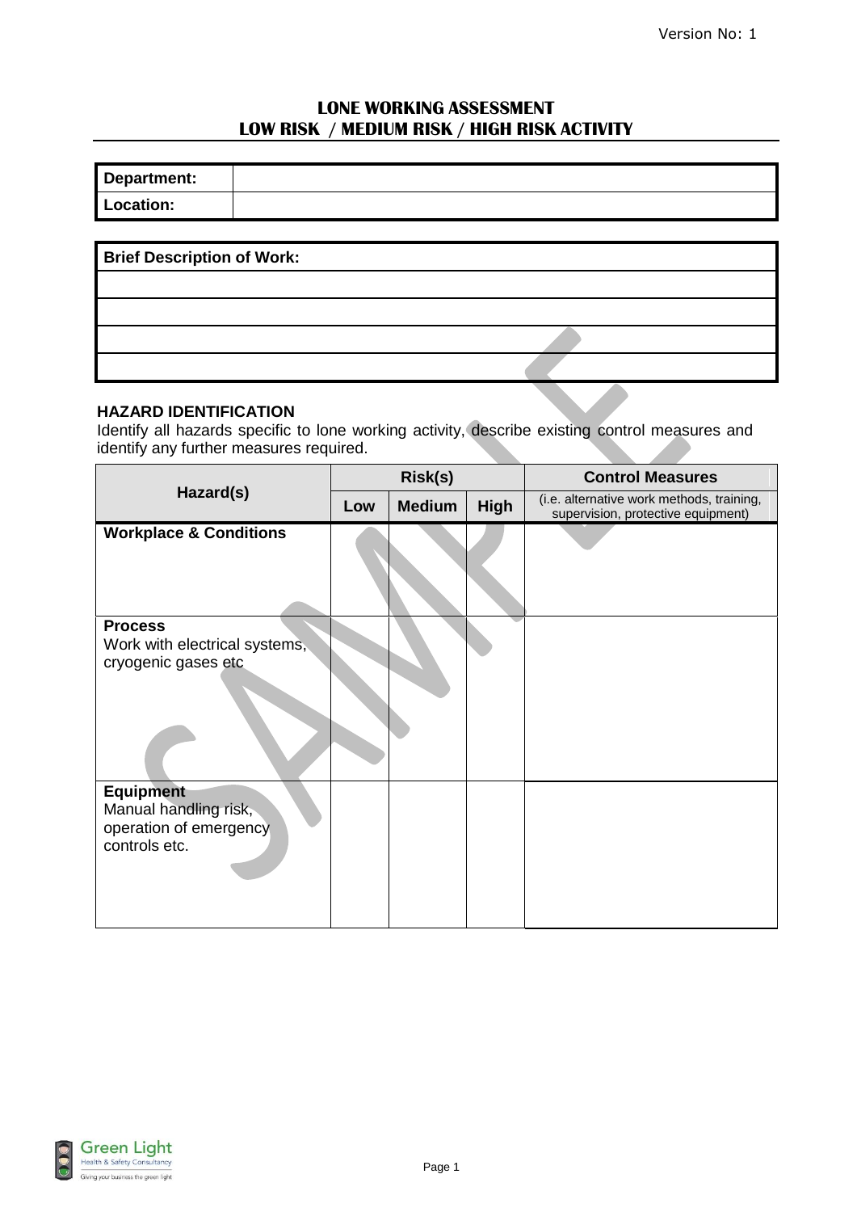# LONE WORKING ASSESSMENT
## LOW RISK / MEDIUM RISK / HIGH RISK ACTIVITY

| Department: | |
|---|---|
| Location: | |

| Brief Description of Work: |
|---|
| |
| |
| |
| |

**HAZARD IDENTIFICATION**

Identify all hazards specific to lone working activity, describe existing control measures and identify any further measures required.

| Hazard(s) | Risk(s) | | | Control Measures |
|---|---|---|---|---|
| | Low | Medium | High | (i.e. alternative work methods, training, supervision, protective equipment) |
| **Workplace & Conditions** | | | | |
| **Process** Work with electrical systems, cryogenic gases etc | | | | |
| **Equipment** Manual handling risk, operation of emergency controls etc. | | | | |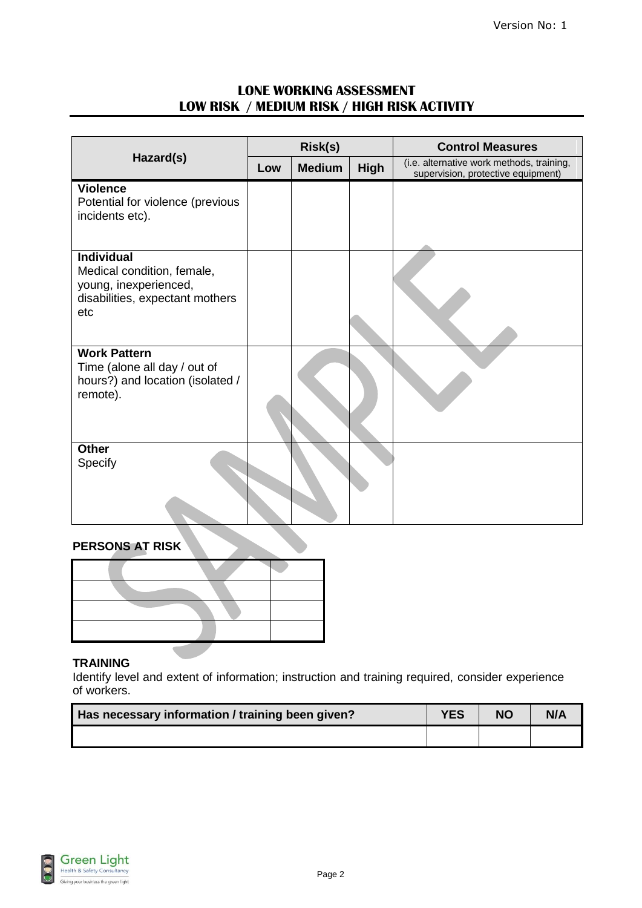# LONE WORKING ASSESSMENT
## LOW RISK / MEDIUM RISK / HIGH RISK ACTIVITY

| Hazard(s) | Risk(s) | | | Control Measures |
|---|---|---|---|---|
| | Low | Medium | High | (i.e. alternative work methods, training, supervision, protective equipment) |
| **Violence**<br>Potential for violence (previous incidents etc). | | | | |
| **Individual**<br>Medical condition, female, young, inexperienced, disabilities, expectant mothers etc | | | | |
| **Work Pattern**<br>Time (alone all day / out of hours?) and location (isolated / remote). | | | | |
| **Other**<br>Specify | | | | |

**PERSONS AT RISK**

| | |
|---|---|
| | |
| | |
| | |
| | |

**TRAINING**

Identify level and extent of information; instruction and training required, consider experience of workers.

| Has necessary information / training been given? | YES | NO | N/A |
|---|---|---|---|
| | | | |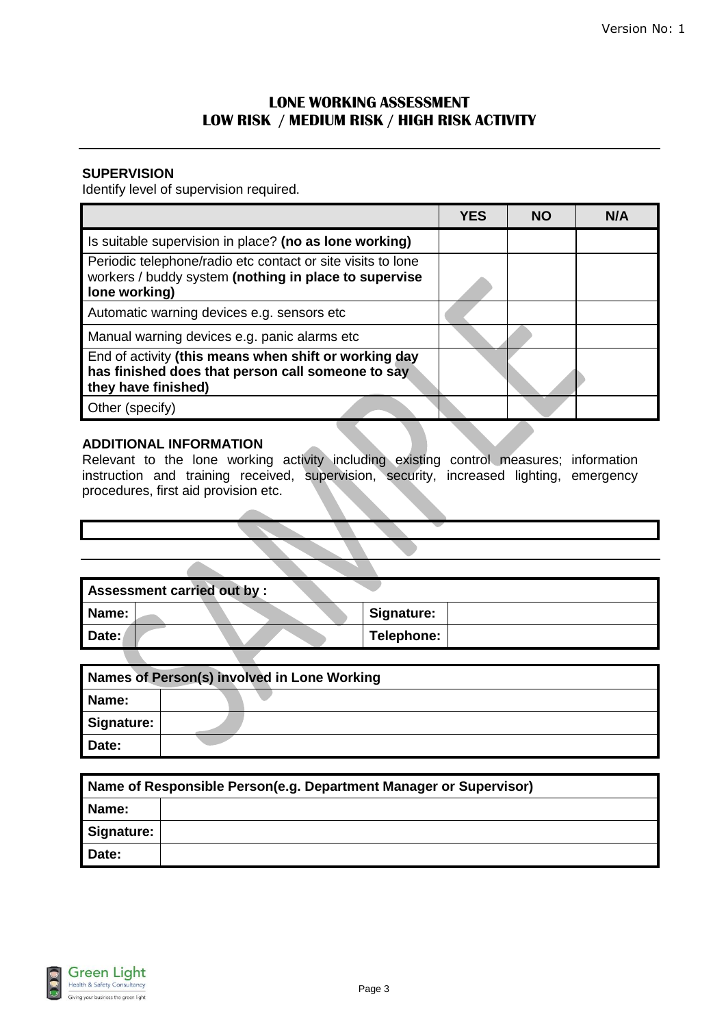## LONE WORKING ASSESSMENT
## LOW RISK / MEDIUM RISK / HIGH RISK ACTIVITY

**SUPERVISION**

Identify level of supervision required.

| | YES | NO | N/A |
|---|---|---|---|
| Is suitable supervision in place? **(no as lone working)** | | | |
| Periodic telephone/radio etc contact or site visits to lone workers / buddy system **(nothing in place to supervise lone working)** | | | |
| Automatic warning devices e.g. sensors etc | | | |
| Manual warning devices e.g. panic alarms etc | | | |
| End of activity **(this means when shift or working day has finished does that person call someone to say they have finished)** | | | |
| Other (specify) | | | |

**ADDITIONAL INFORMATION**

Relevant to the lone working activity including existing control measures; information instruction and training received, supervision, security, increased lighting, emergency procedures, first aid provision etc.

| |
|---|
| |

| **Assessment carried out by :** | | | |
|---|---|---|---|
| **Name:** | | **Signature:** | |
| **Date:** | | **Telephone:** | |

| **Names of Person(s) involved in Lone Working** | |
|---|---|
| **Name:** | |
| **Signature:** | |
| **Date:** | |

| **Name of Responsible Person(e.g. Department Manager or Supervisor)** | |
|---|---|
| **Name:** | |
| **Signature:** | |
| **Date:** | |